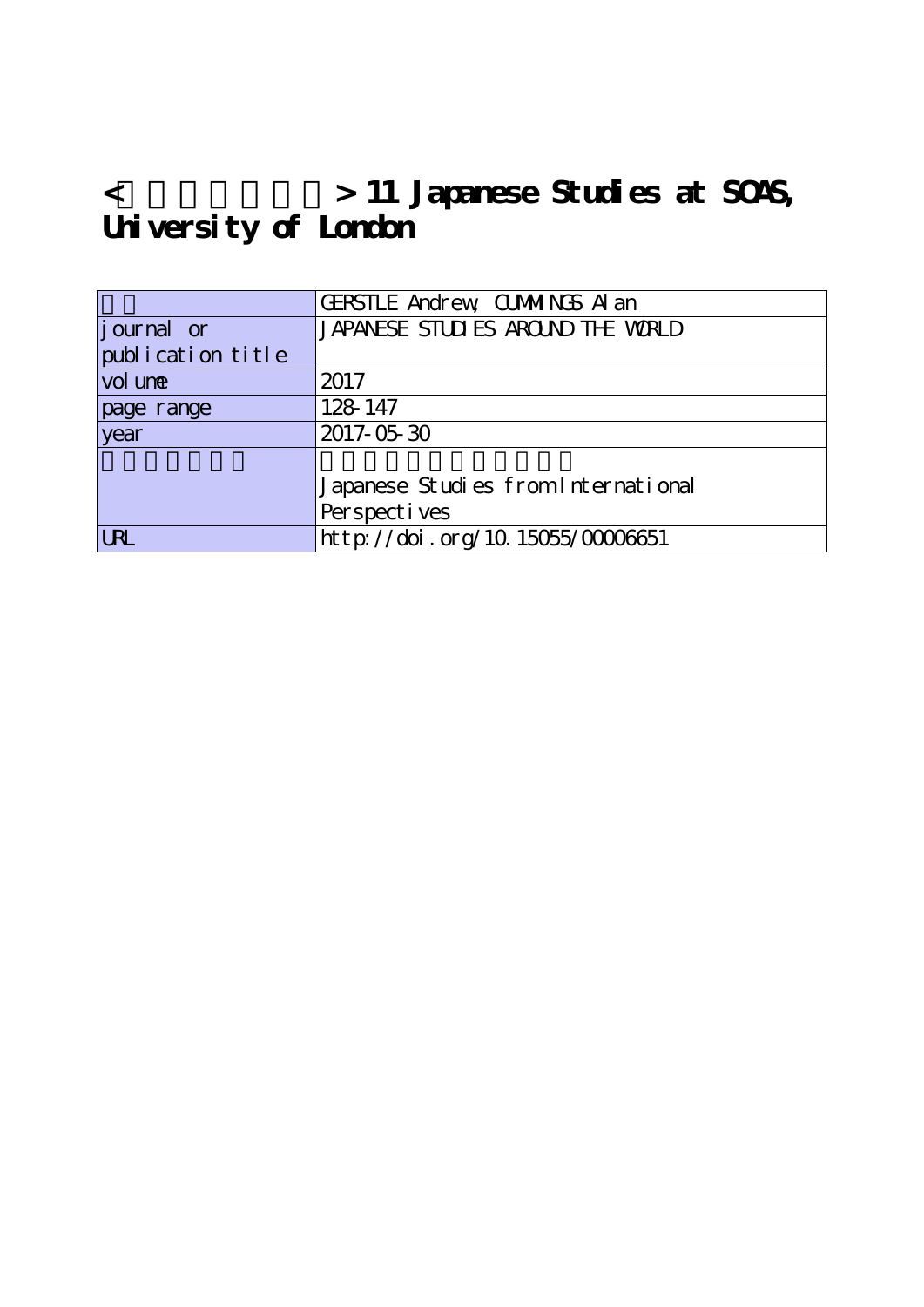# <　　　　　　　> 11 Japanese Studies at SOAS, University of London

| | |
|---|---|
| | GERSTLE Andrew, CUMMINGS Alan |
| journal or publication title | JAPANESE STUDIES AROUND THE WORLD |
| volume | 2017 |
| page range | 128-147 |
| year | 2017-05-30 |
| | Japanese Studies from International Perspectives |
| URL | http://doi.org/10.15055/00006651 |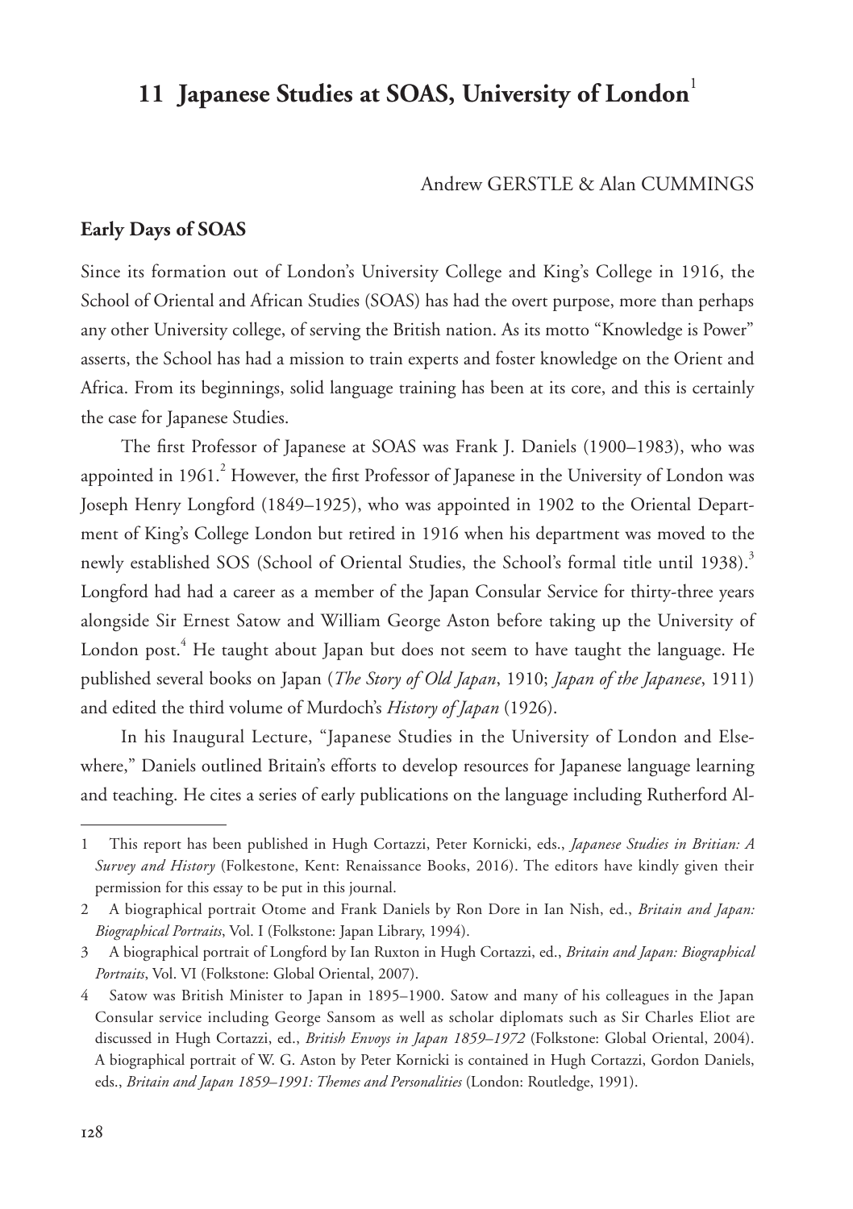# 11 Japanese Studies at SOAS, University of London[1]

Andrew GERSTLE & Alan CUMMINGS

## Early Days of SOAS

Since its formation out of London's University College and King's College in 1916, the School of Oriental and African Studies (SOAS) has had the overt purpose, more than perhaps any other University college, of serving the British nation. As its motto "Knowledge is Power" asserts, the School has had a mission to train experts and foster knowledge on the Orient and Africa. From its beginnings, solid language training has been at its core, and this is certainly the case for Japanese Studies.

The first Professor of Japanese at SOAS was Frank J. Daniels (1900–1983), who was appointed in 1961.[2] However, the first Professor of Japanese in the University of London was Joseph Henry Longford (1849–1925), who was appointed in 1902 to the Oriental Department of King's College London but retired in 1916 when his department was moved to the newly established SOS (School of Oriental Studies, the School's formal title until 1938).[3] Longford had had a career as a member of the Japan Consular Service for thirty-three years alongside Sir Ernest Satow and William George Aston before taking up the University of London post.[4] He taught about Japan but does not seem to have taught the language. He published several books on Japan (*The Story of Old Japan*, 1910; *Japan of the Japanese*, 1911) and edited the third volume of Murdoch's *History of Japan* (1926).

In his Inaugural Lecture, "Japanese Studies in the University of London and Elsewhere," Daniels outlined Britain's efforts to develop resources for Japanese language learning and teaching. He cites a series of early publications on the language including Rutherford Al-

---

1 This report has been published in Hugh Cortazzi, Peter Kornicki, eds., *Japanese Studies in Britian: A Survey and History* (Folkestone, Kent: Renaissance Books, 2016). The editors have kindly given their permission for this essay to be put in this journal.

2 A biographical portrait Otome and Frank Daniels by Ron Dore in Ian Nish, ed., *Britain and Japan: Biographical Portraits*, Vol. I (Folkstone: Japan Library, 1994).

3 A biographical portrait of Longford by Ian Ruxton in Hugh Cortazzi, ed., *Britain and Japan: Biographical Portraits*, Vol. VI (Folkstone: Global Oriental, 2007).

4 Satow was British Minister to Japan in 1895–1900. Satow and many of his colleagues in the Japan Consular service including George Sansom as well as scholar diplomats such as Sir Charles Eliot are discussed in Hugh Cortazzi, ed., *British Envoys in Japan 1859–1972* (Folkstone: Global Oriental, 2004). A biographical portrait of W. G. Aston by Peter Kornicki is contained in Hugh Cortazzi, Gordon Daniels, eds., *Britain and Japan 1859–1991: Themes and Personalities* (London: Routledge, 1991).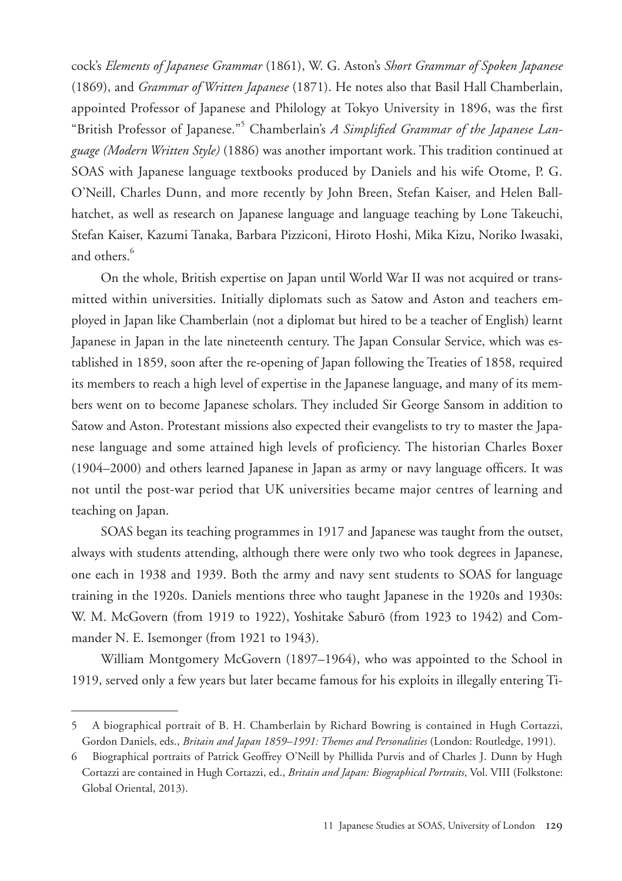cock's *Elements of Japanese Grammar* (1861), W. G. Aston's *Short Grammar of Spoken Japanese* (1869), and *Grammar of Written Japanese* (1871). He notes also that Basil Hall Chamberlain, appointed Professor of Japanese and Philology at Tokyo University in 1896, was the first "British Professor of Japanese."[5] Chamberlain's *A Simplified Grammar of the Japanese Language (Modern Written Style)* (1886) was another important work. This tradition continued at SOAS with Japanese language textbooks produced by Daniels and his wife Otome, P. G. O'Neill, Charles Dunn, and more recently by John Breen, Stefan Kaiser, and Helen Ballhatchet, as well as research on Japanese language and language teaching by Lone Takeuchi, Stefan Kaiser, Kazumi Tanaka, Barbara Pizziconi, Hiroto Hoshi, Mika Kizu, Noriko Iwasaki, and others.[6]

On the whole, British expertise on Japan until World War II was not acquired or transmitted within universities. Initially diplomats such as Satow and Aston and teachers employed in Japan like Chamberlain (not a diplomat but hired to be a teacher of English) learnt Japanese in Japan in the late nineteenth century. The Japan Consular Service, which was established in 1859, soon after the re-opening of Japan following the Treaties of 1858, required its members to reach a high level of expertise in the Japanese language, and many of its members went on to become Japanese scholars. They included Sir George Sansom in addition to Satow and Aston. Protestant missions also expected their evangelists to try to master the Japanese language and some attained high levels of proficiency. The historian Charles Boxer (1904–2000) and others learned Japanese in Japan as army or navy language officers. It was not until the post-war period that UK universities became major centres of learning and teaching on Japan.

SOAS began its teaching programmes in 1917 and Japanese was taught from the outset, always with students attending, although there were only two who took degrees in Japanese, one each in 1938 and 1939. Both the army and navy sent students to SOAS for language training in the 1920s. Daniels mentions three who taught Japanese in the 1920s and 1930s: W. M. McGovern (from 1919 to 1922), Yoshitake Saburō (from 1923 to 1942) and Commander N. E. Isemonger (from 1921 to 1943).

William Montgomery McGovern (1897–1964), who was appointed to the School in 1919, served only a few years but later became famous for his exploits in illegally entering Ti-

---

5 A biographical portrait of B. H. Chamberlain by Richard Bowring is contained in Hugh Cortazzi, Gordon Daniels, eds., *Britain and Japan 1859–1991: Themes and Personalities* (London: Routledge, 1991).

6 Biographical portraits of Patrick Geoffrey O'Neill by Phillida Purvis and of Charles J. Dunn by Hugh Cortazzi are contained in Hugh Cortazzi, ed., *Britain and Japan: Biographical Portraits*, Vol. VIII (Folkstone: Global Oriental, 2013).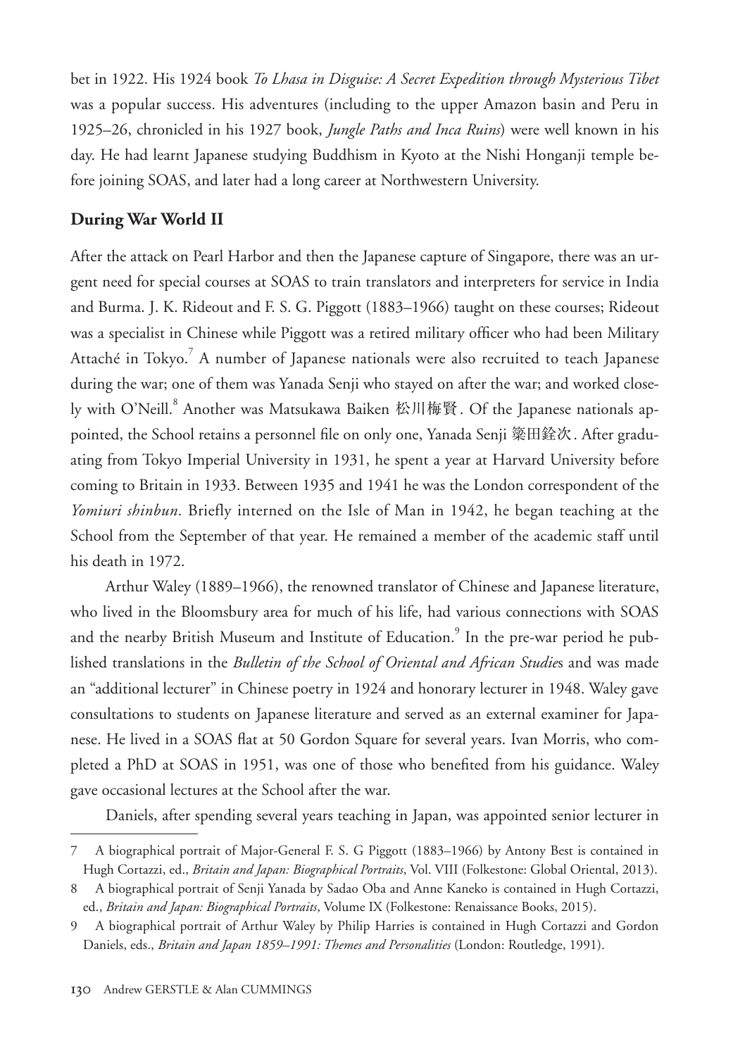bet in 1922. His 1924 book *To Lhasa in Disguise: A Secret Expedition through Mysterious Tibet* was a popular success. His adventures (including to the upper Amazon basin and Peru in 1925–26, chronicled in his 1927 book, *Jungle Paths and Inca Ruins*) were well known in his day. He had learnt Japanese studying Buddhism in Kyoto at the Nishi Honganji temple before joining SOAS, and later had a long career at Northwestern University.

## During War World II

After the attack on Pearl Harbor and then the Japanese capture of Singapore, there was an urgent need for special courses at SOAS to train translators and interpreters for service in India and Burma. J. K. Rideout and F. S. G. Piggott (1883–1966) taught on these courses; Rideout was a specialist in Chinese while Piggott was a retired military officer who had been Military Attaché in Tokyo.[7] A number of Japanese nationals were also recruited to teach Japanese during the war; one of them was Yanada Senji who stayed on after the war; and worked closely with O'Neill.[8] Another was Matsukawa Baiken 松川梅賢. Of the Japanese nationals appointed, the School retains a personnel file on only one, Yanada Senji 簗田銈次. After graduating from Tokyo Imperial University in 1931, he spent a year at Harvard University before coming to Britain in 1933. Between 1935 and 1941 he was the London correspondent of the *Yomiuri shinbun*. Briefly interned on the Isle of Man in 1942, he began teaching at the School from the September of that year. He remained a member of the academic staff until his death in 1972.

Arthur Waley (1889–1966), the renowned translator of Chinese and Japanese literature, who lived in the Bloomsbury area for much of his life, had various connections with SOAS and the nearby British Museum and Institute of Education.[9] In the pre-war period he published translations in the *Bulletin of the School of Oriental and African Studies* and was made an "additional lecturer" in Chinese poetry in 1924 and honorary lecturer in 1948. Waley gave consultations to students on Japanese literature and served as an external examiner for Japanese. He lived in a SOAS flat at 50 Gordon Square for several years. Ivan Morris, who completed a PhD at SOAS in 1951, was one of those who benefited from his guidance. Waley gave occasional lectures at the School after the war.

Daniels, after spending several years teaching in Japan, was appointed senior lecturer in

---

7 A biographical portrait of Major-General F. S. G Piggott (1883–1966) by Antony Best is contained in Hugh Cortazzi, ed., *Britain and Japan: Biographical Portraits*, Vol. VIII (Folkestone: Global Oriental, 2013).

8 A biographical portrait of Senji Yanada by Sadao Oba and Anne Kaneko is contained in Hugh Cortazzi, ed., *Britain and Japan: Biographical Portraits*, Volume IX (Folkestone: Renaissance Books, 2015).

9 A biographical portrait of Arthur Waley by Philip Harries is contained in Hugh Cortazzi and Gordon Daniels, eds., *Britain and Japan 1859–1991: Themes and Personalities* (London: Routledge, 1991).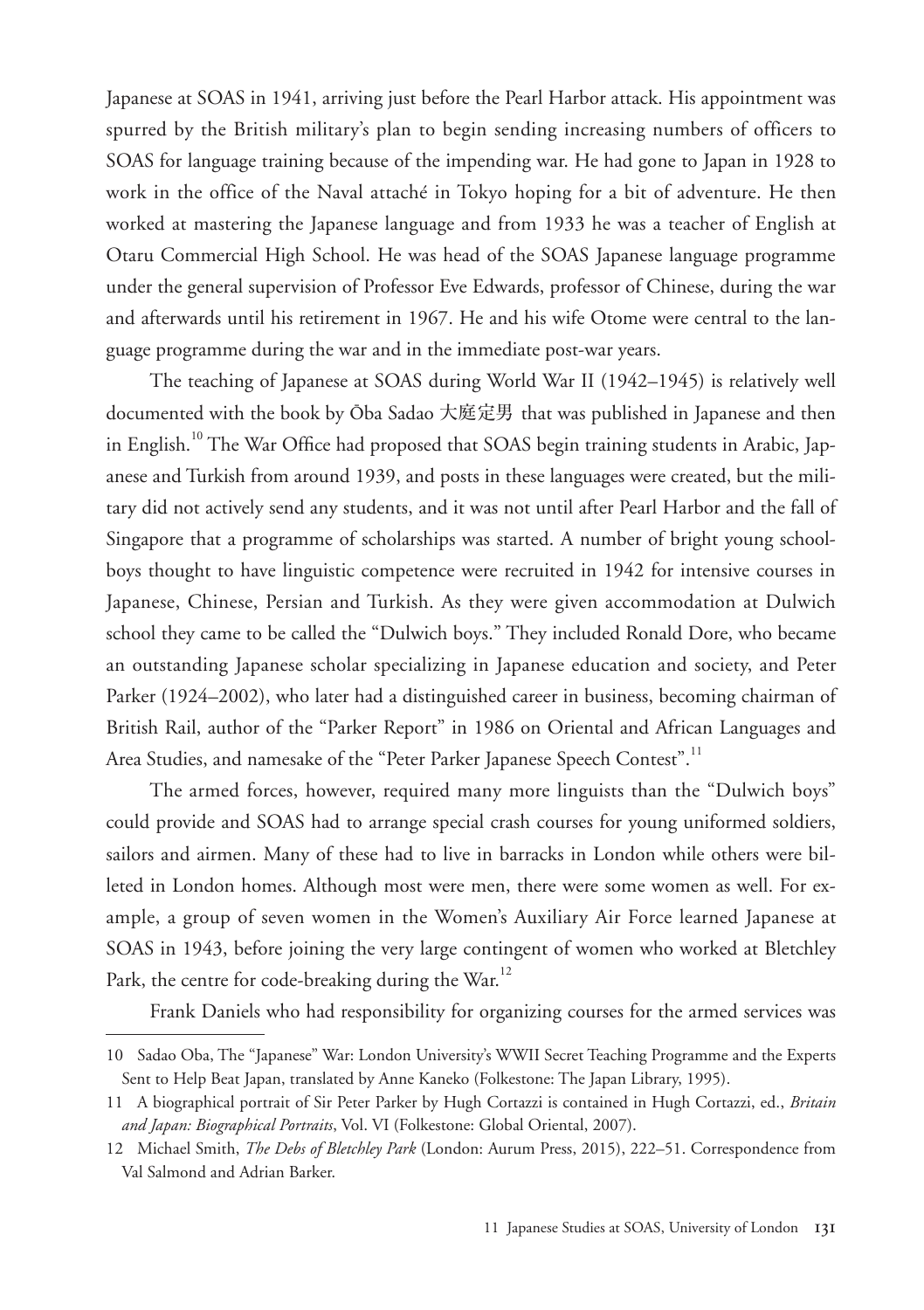Japanese at SOAS in 1941, arriving just before the Pearl Harbor attack. His appointment was spurred by the British military's plan to begin sending increasing numbers of officers to SOAS for language training because of the impending war. He had gone to Japan in 1928 to work in the office of the Naval attaché in Tokyo hoping for a bit of adventure. He then worked at mastering the Japanese language and from 1933 he was a teacher of English at Otaru Commercial High School. He was head of the SOAS Japanese language programme under the general supervision of Professor Eve Edwards, professor of Chinese, during the war and afterwards until his retirement in 1967. He and his wife Otome were central to the language programme during the war and in the immediate post-war years.

The teaching of Japanese at SOAS during World War II (1942–1945) is relatively well documented with the book by Ōba Sadao 大庭定男 that was published in Japanese and then in English.[10] The War Office had proposed that SOAS begin training students in Arabic, Japanese and Turkish from around 1939, and posts in these languages were created, but the military did not actively send any students, and it was not until after Pearl Harbor and the fall of Singapore that a programme of scholarships was started. A number of bright young schoolboys thought to have linguistic competence were recruited in 1942 for intensive courses in Japanese, Chinese, Persian and Turkish. As they were given accommodation at Dulwich school they came to be called the "Dulwich boys." They included Ronald Dore, who became an outstanding Japanese scholar specializing in Japanese education and society, and Peter Parker (1924–2002), who later had a distinguished career in business, becoming chairman of British Rail, author of the "Parker Report" in 1986 on Oriental and African Languages and Area Studies, and namesake of the "Peter Parker Japanese Speech Contest".[11]

The armed forces, however, required many more linguists than the "Dulwich boys" could provide and SOAS had to arrange special crash courses for young uniformed soldiers, sailors and airmen. Many of these had to live in barracks in London while others were billeted in London homes. Although most were men, there were some women as well. For example, a group of seven women in the Women's Auxiliary Air Force learned Japanese at SOAS in 1943, before joining the very large contingent of women who worked at Bletchley Park, the centre for code-breaking during the War.[12]

Frank Daniels who had responsibility for organizing courses for the armed services was

---

10 Sadao Oba, The "Japanese" War: London University's WWII Secret Teaching Programme and the Experts Sent to Help Beat Japan, translated by Anne Kaneko (Folkestone: The Japan Library, 1995).

11 A biographical portrait of Sir Peter Parker by Hugh Cortazzi is contained in Hugh Cortazzi, ed., *Britain and Japan: Biographical Portraits*, Vol. VI (Folkestone: Global Oriental, 2007).

12 Michael Smith, *The Debs of Bletchley Park* (London: Aurum Press, 2015), 222–51. Correspondence from Val Salmond and Adrian Barker.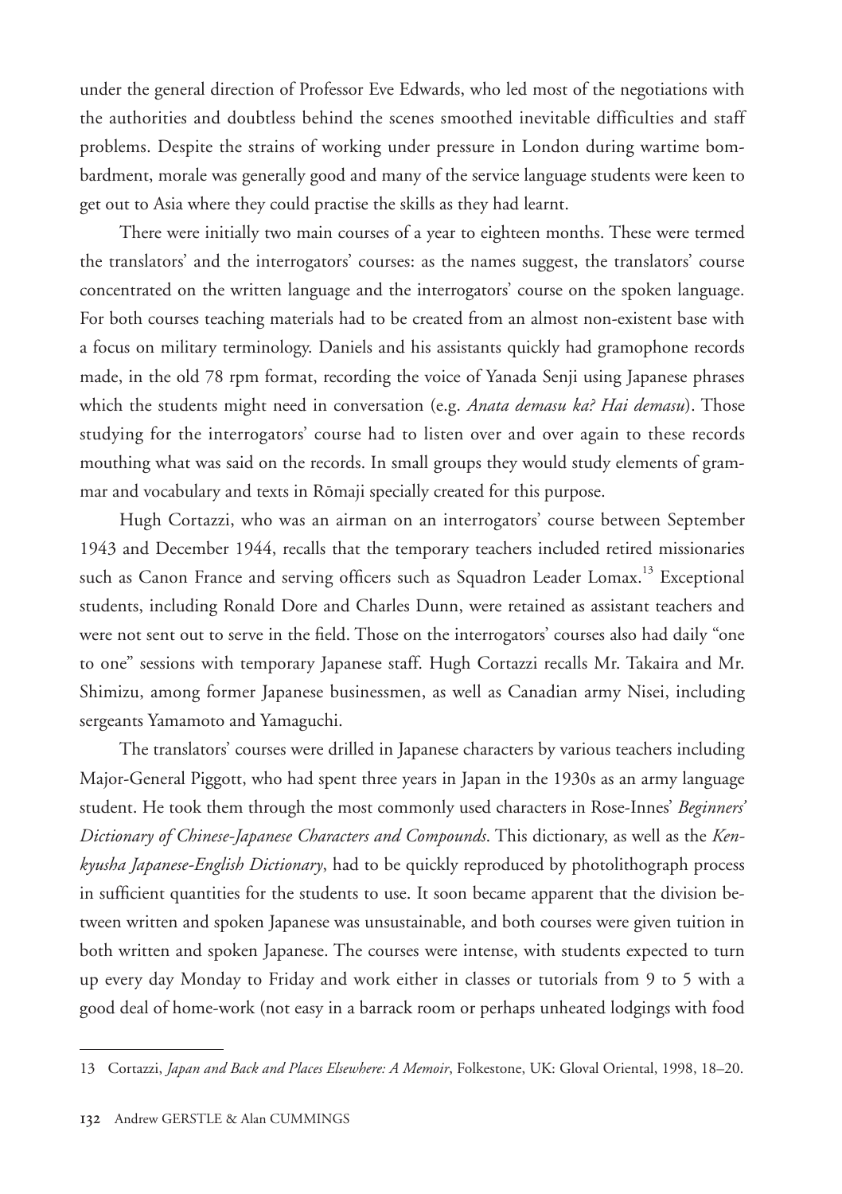under the general direction of Professor Eve Edwards, who led most of the negotiations with the authorities and doubtless behind the scenes smoothed inevitable difficulties and staff problems. Despite the strains of working under pressure in London during wartime bombardment, morale was generally good and many of the service language students were keen to get out to Asia where they could practise the skills as they had learnt.

There were initially two main courses of a year to eighteen months. These were termed the translators' and the interrogators' courses: as the names suggest, the translators' course concentrated on the written language and the interrogators' course on the spoken language. For both courses teaching materials had to be created from an almost non-existent base with a focus on military terminology. Daniels and his assistants quickly had gramophone records made, in the old 78 rpm format, recording the voice of Yanada Senji using Japanese phrases which the students might need in conversation (e.g. *Anata demasu ka? Hai demasu*). Those studying for the interrogators' course had to listen over and over again to these records mouthing what was said on the records. In small groups they would study elements of grammar and vocabulary and texts in Rōmaji specially created for this purpose.

Hugh Cortazzi, who was an airman on an interrogators' course between September 1943 and December 1944, recalls that the temporary teachers included retired missionaries such as Canon France and serving officers such as Squadron Leader Lomax.[13] Exceptional students, including Ronald Dore and Charles Dunn, were retained as assistant teachers and were not sent out to serve in the field. Those on the interrogators' courses also had daily "one to one" sessions with temporary Japanese staff. Hugh Cortazzi recalls Mr. Takaira and Mr. Shimizu, among former Japanese businessmen, as well as Canadian army Nisei, including sergeants Yamamoto and Yamaguchi.

The translators' courses were drilled in Japanese characters by various teachers including Major-General Piggott, who had spent three years in Japan in the 1930s as an army language student. He took them through the most commonly used characters in Rose-Innes' *Beginners' Dictionary of Chinese-Japanese Characters and Compounds*. This dictionary, as well as the *Kenkyusha Japanese-English Dictionary*, had to be quickly reproduced by photolithograph process in sufficient quantities for the students to use. It soon became apparent that the division between written and spoken Japanese was unsustainable, and both courses were given tuition in both written and spoken Japanese. The courses were intense, with students expected to turn up every day Monday to Friday and work either in classes or tutorials from 9 to 5 with a good deal of home-work (not easy in a barrack room or perhaps unheated lodgings with food

---

13 Cortazzi, *Japan and Back and Places Elsewhere: A Memoir*, Folkestone, UK: Gloval Oriental, 1998, 18–20.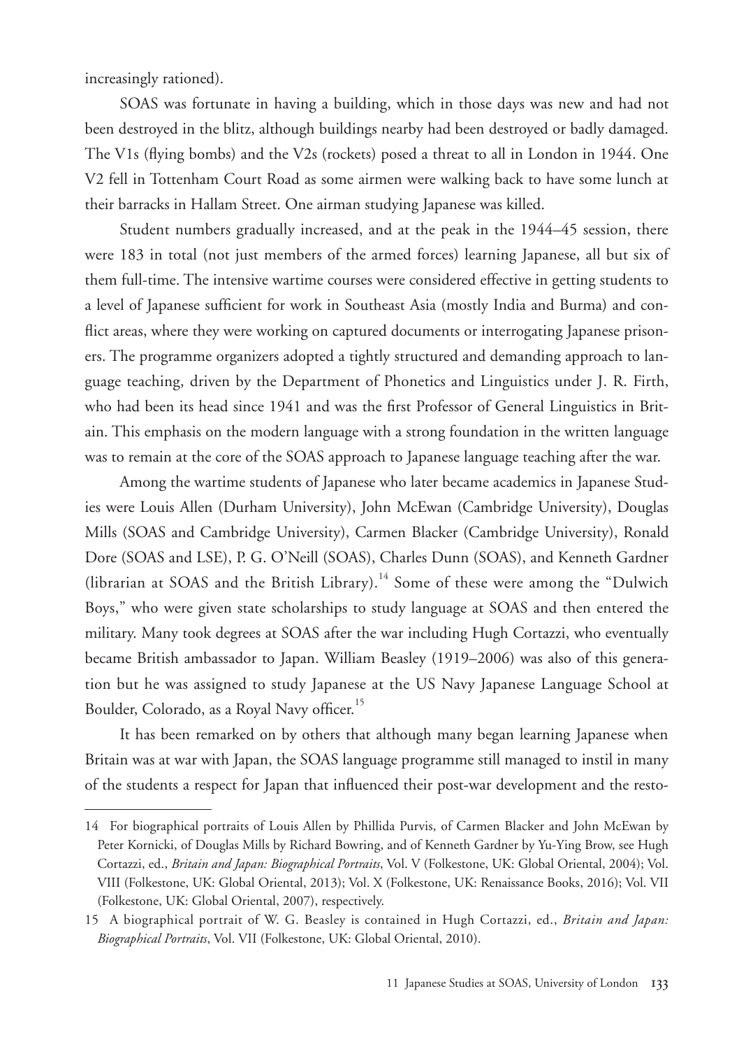increasingly rationed).

SOAS was fortunate in having a building, which in those days was new and had not been destroyed in the blitz, although buildings nearby had been destroyed or badly damaged. The V1s (flying bombs) and the V2s (rockets) posed a threat to all in London in 1944. One V2 fell in Tottenham Court Road as some airmen were walking back to have some lunch at their barracks in Hallam Street. One airman studying Japanese was killed.

Student numbers gradually increased, and at the peak in the 1944–45 session, there were 183 in total (not just members of the armed forces) learning Japanese, all but six of them full-time. The intensive wartime courses were considered effective in getting students to a level of Japanese sufficient for work in Southeast Asia (mostly India and Burma) and conflict areas, where they were working on captured documents or interrogating Japanese prisoners. The programme organizers adopted a tightly structured and demanding approach to language teaching, driven by the Department of Phonetics and Linguistics under J. R. Firth, who had been its head since 1941 and was the first Professor of General Linguistics in Britain. This emphasis on the modern language with a strong foundation in the written language was to remain at the core of the SOAS approach to Japanese language teaching after the war.

Among the wartime students of Japanese who later became academics in Japanese Studies were Louis Allen (Durham University), John McEwan (Cambridge University), Douglas Mills (SOAS and Cambridge University), Carmen Blacker (Cambridge University), Ronald Dore (SOAS and LSE), P. G. O'Neill (SOAS), Charles Dunn (SOAS), and Kenneth Gardner (librarian at SOAS and the British Library).[14] Some of these were among the "Dulwich Boys," who were given state scholarships to study language at SOAS and then entered the military. Many took degrees at SOAS after the war including Hugh Cortazzi, who eventually became British ambassador to Japan. William Beasley (1919–2006) was also of this generation but he was assigned to study Japanese at the US Navy Japanese Language School at Boulder, Colorado, as a Royal Navy officer.[15]

It has been remarked on by others that although many began learning Japanese when Britain was at war with Japan, the SOAS language programme still managed to instil in many of the students a respect for Japan that influenced their post-war development and the resto-

---

14 For biographical portraits of Louis Allen by Phillida Purvis, of Carmen Blacker and John McEwan by Peter Kornicki, of Douglas Mills by Richard Bowring, and of Kenneth Gardner by Yu-Ying Brow, see Hugh Cortazzi, ed., *Britain and Japan: Biographical Portraits*, Vol. V (Folkestone, UK: Global Oriental, 2004); Vol. VIII (Folkestone, UK: Global Oriental, 2013); Vol. X (Folkestone, UK: Renaissance Books, 2016); Vol. VII (Folkestone, UK: Global Oriental, 2007), respectively.

15 A biographical portrait of W. G. Beasley is contained in Hugh Cortazzi, ed., *Britain and Japan: Biographical Portraits*, Vol. VII (Folkestone, UK: Global Oriental, 2010).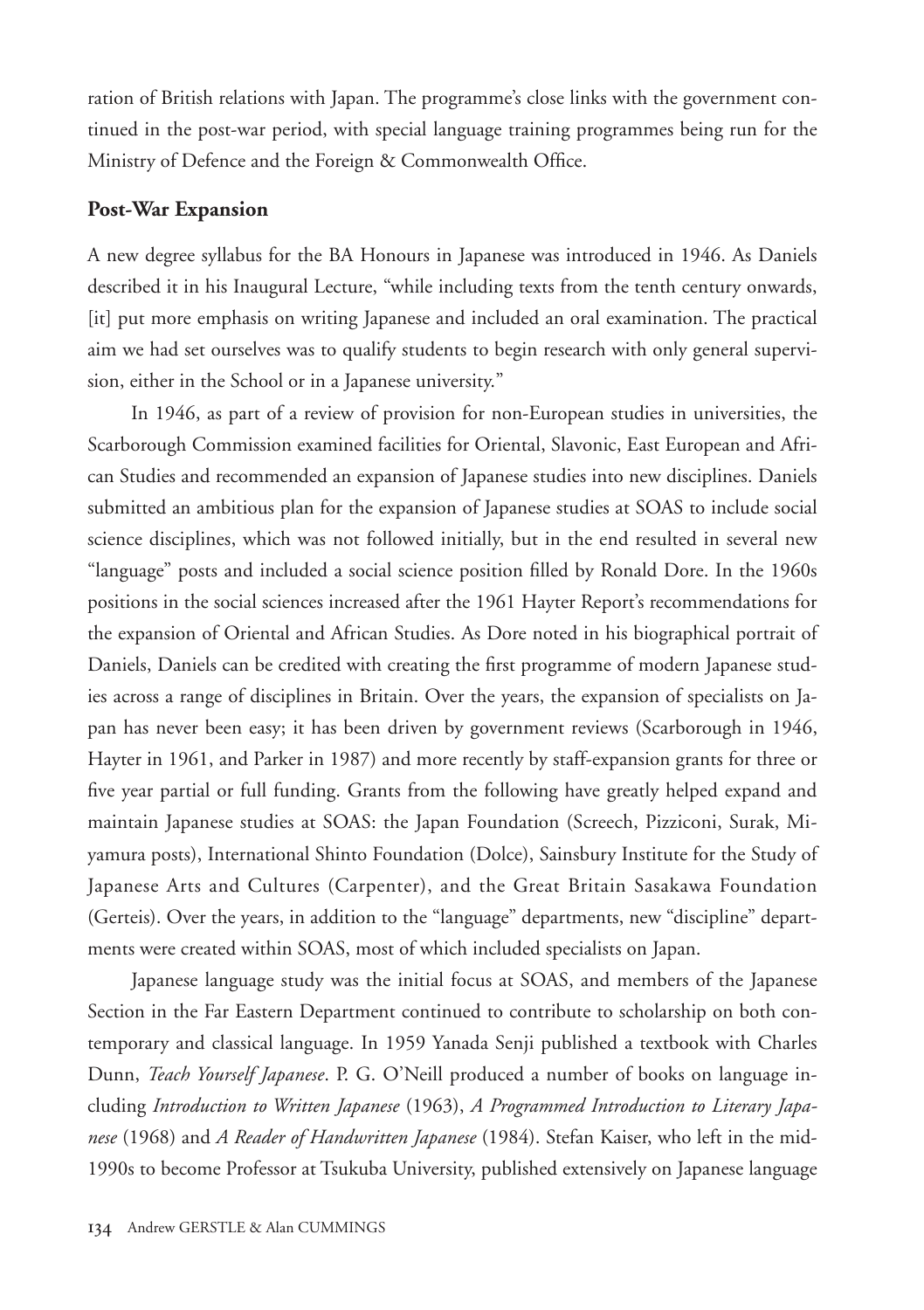ration of British relations with Japan. The programme's close links with the government continued in the post-war period, with special language training programmes being run for the Ministry of Defence and the Foreign & Commonwealth Office.

## Post-War Expansion

A new degree syllabus for the BA Honours in Japanese was introduced in 1946. As Daniels described it in his Inaugural Lecture, "while including texts from the tenth century onwards, [it] put more emphasis on writing Japanese and included an oral examination. The practical aim we had set ourselves was to qualify students to begin research with only general supervision, either in the School or in a Japanese university."

In 1946, as part of a review of provision for non-European studies in universities, the Scarborough Commission examined facilities for Oriental, Slavonic, East European and African Studies and recommended an expansion of Japanese studies into new disciplines. Daniels submitted an ambitious plan for the expansion of Japanese studies at SOAS to include social science disciplines, which was not followed initially, but in the end resulted in several new "language" posts and included a social science position filled by Ronald Dore. In the 1960s positions in the social sciences increased after the 1961 Hayter Report's recommendations for the expansion of Oriental and African Studies. As Dore noted in his biographical portrait of Daniels, Daniels can be credited with creating the first programme of modern Japanese studies across a range of disciplines in Britain. Over the years, the expansion of specialists on Japan has never been easy; it has been driven by government reviews (Scarborough in 1946, Hayter in 1961, and Parker in 1987) and more recently by staff-expansion grants for three or five year partial or full funding. Grants from the following have greatly helped expand and maintain Japanese studies at SOAS: the Japan Foundation (Screech, Pizziconi, Surak, Miyamura posts), International Shinto Foundation (Dolce), Sainsbury Institute for the Study of Japanese Arts and Cultures (Carpenter), and the Great Britain Sasakawa Foundation (Gerteis). Over the years, in addition to the "language" departments, new "discipline" departments were created within SOAS, most of which included specialists on Japan.

Japanese language study was the initial focus at SOAS, and members of the Japanese Section in the Far Eastern Department continued to contribute to scholarship on both contemporary and classical language. In 1959 Yanada Senji published a textbook with Charles Dunn, *Teach Yourself Japanese*. P. G. O'Neill produced a number of books on language including *Introduction to Written Japanese* (1963), *A Programmed Introduction to Literary Japanese* (1968) and *A Reader of Handwritten Japanese* (1984). Stefan Kaiser, who left in the mid-1990s to become Professor at Tsukuba University, published extensively on Japanese language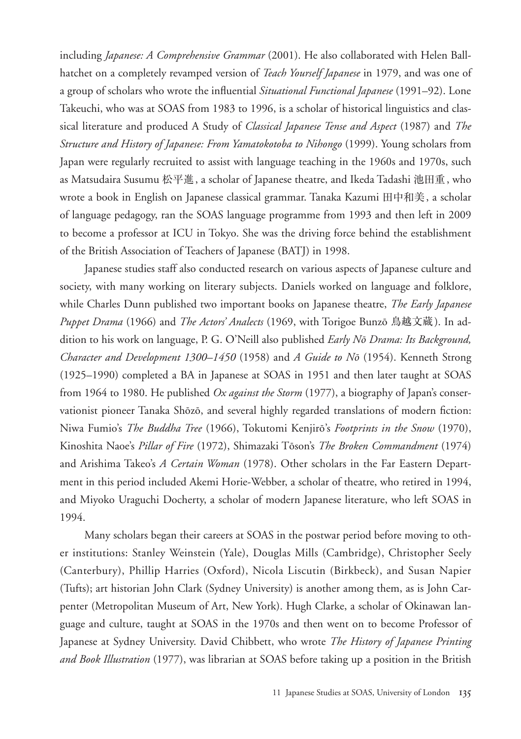including *Japanese: A Comprehensive Grammar* (2001). He also collaborated with Helen Ballhatchet on a completely revamped version of *Teach Yourself Japanese* in 1979, and was one of a group of scholars who wrote the influential *Situational Functional Japanese* (1991–92). Lone Takeuchi, who was at SOAS from 1983 to 1996, is a scholar of historical linguistics and classical literature and produced A Study of *Classical Japanese Tense and Aspect* (1987) and *The Structure and History of Japanese: From Yamatokotoba to Nihongo* (1999). Young scholars from Japan were regularly recruited to assist with language teaching in the 1960s and 1970s, such as Matsudaira Susumu 松平進, a scholar of Japanese theatre, and Ikeda Tadashi 池田重, who wrote a book in English on Japanese classical grammar. Tanaka Kazumi 田中和美, a scholar of language pedagogy, ran the SOAS language programme from 1993 and then left in 2009 to become a professor at ICU in Tokyo. She was the driving force behind the establishment of the British Association of Teachers of Japanese (BATJ) in 1998.

Japanese studies staff also conducted research on various aspects of Japanese culture and society, with many working on literary subjects. Daniels worked on language and folklore, while Charles Dunn published two important books on Japanese theatre, *The Early Japanese Puppet Drama* (1966) and *The Actors' Analects* (1969, with Torigoe Bunzō 鳥越文蔵). In addition to his work on language, P. G. O'Neill also published *Early Nō Drama: Its Background, Character and Development 1300–1450* (1958) and *A Guide to Nō* (1954). Kenneth Strong (1925–1990) completed a BA in Japanese at SOAS in 1951 and then later taught at SOAS from 1964 to 1980. He published *Ox against the Storm* (1977), a biography of Japan's conservationist pioneer Tanaka Shōzō, and several highly regarded translations of modern fiction: Niwa Fumio's *The Buddha Tree* (1966), Tokutomi Kenjirō's *Footprints in the Snow* (1970), Kinoshita Naoe's *Pillar of Fire* (1972), Shimazaki Tōson's *The Broken Commandment* (1974) and Arishima Takeo's *A Certain Woman* (1978). Other scholars in the Far Eastern Department in this period included Akemi Horie-Webber, a scholar of theatre, who retired in 1994, and Miyoko Uraguchi Docherty, a scholar of modern Japanese literature, who left SOAS in 1994.

Many scholars began their careers at SOAS in the postwar period before moving to other institutions: Stanley Weinstein (Yale), Douglas Mills (Cambridge), Christopher Seely (Canterbury), Phillip Harries (Oxford), Nicola Liscutin (Birkbeck), and Susan Napier (Tufts); art historian John Clark (Sydney University) is another among them, as is John Carpenter (Metropolitan Museum of Art, New York). Hugh Clarke, a scholar of Okinawan language and culture, taught at SOAS in the 1970s and then went on to become Professor of Japanese at Sydney University. David Chibbett, who wrote *The History of Japanese Printing and Book Illustration* (1977), was librarian at SOAS before taking up a position in the British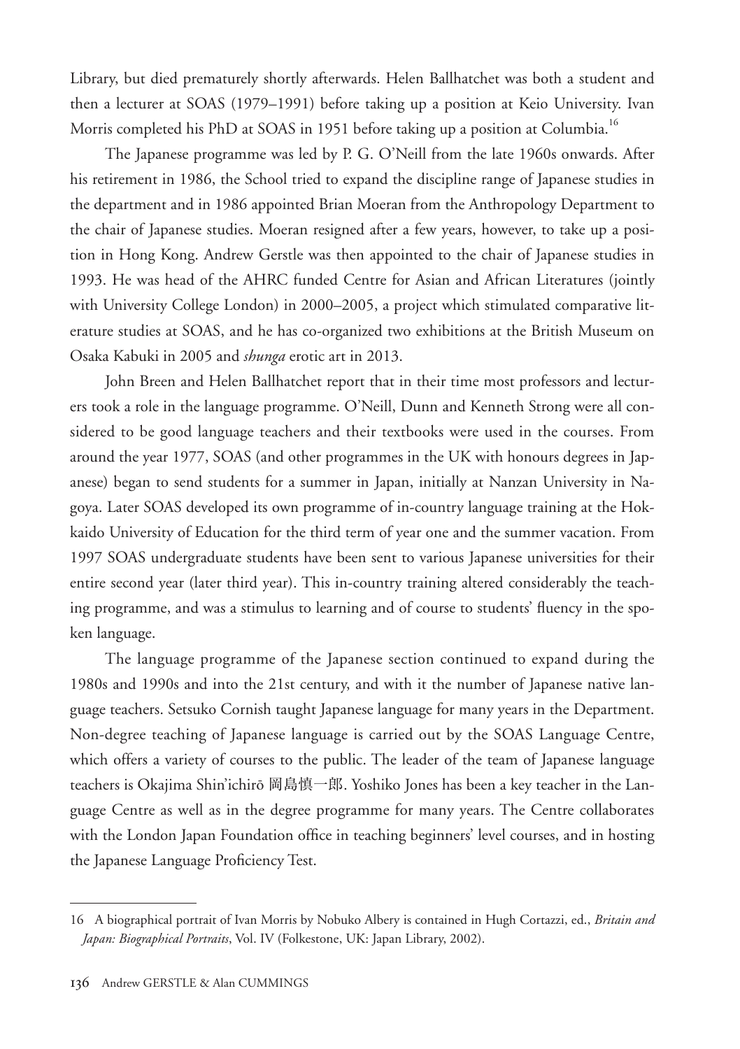Library, but died prematurely shortly afterwards. Helen Ballhatchet was both a student and then a lecturer at SOAS (1979–1991) before taking up a position at Keio University. Ivan Morris completed his PhD at SOAS in 1951 before taking up a position at Columbia.[16]

The Japanese programme was led by P. G. O'Neill from the late 1960s onwards. After his retirement in 1986, the School tried to expand the discipline range of Japanese studies in the department and in 1986 appointed Brian Moeran from the Anthropology Department to the chair of Japanese studies. Moeran resigned after a few years, however, to take up a position in Hong Kong. Andrew Gerstle was then appointed to the chair of Japanese studies in 1993. He was head of the AHRC funded Centre for Asian and African Literatures (jointly with University College London) in 2000–2005, a project which stimulated comparative literature studies at SOAS, and he has co-organized two exhibitions at the British Museum on Osaka Kabuki in 2005 and *shunga* erotic art in 2013.

John Breen and Helen Ballhatchet report that in their time most professors and lecturers took a role in the language programme. O'Neill, Dunn and Kenneth Strong were all considered to be good language teachers and their textbooks were used in the courses. From around the year 1977, SOAS (and other programmes in the UK with honours degrees in Japanese) began to send students for a summer in Japan, initially at Nanzan University in Nagoya. Later SOAS developed its own programme of in-country language training at the Hokkaido University of Education for the third term of year one and the summer vacation. From 1997 SOAS undergraduate students have been sent to various Japanese universities for their entire second year (later third year). This in-country training altered considerably the teaching programme, and was a stimulus to learning and of course to students' fluency in the spoken language.

The language programme of the Japanese section continued to expand during the 1980s and 1990s and into the 21st century, and with it the number of Japanese native language teachers. Setsuko Cornish taught Japanese language for many years in the Department. Non-degree teaching of Japanese language is carried out by the SOAS Language Centre, which offers a variety of courses to the public. The leader of the team of Japanese language teachers is Okajima Shin'ichirō 岡島慎一郎. Yoshiko Jones has been a key teacher in the Language Centre as well as in the degree programme for many years. The Centre collaborates with the London Japan Foundation office in teaching beginners' level courses, and in hosting the Japanese Language Proficiency Test.

---

16 A biographical portrait of Ivan Morris by Nobuko Albery is contained in Hugh Cortazzi, ed., *Britain and Japan: Biographical Portraits*, Vol. IV (Folkestone, UK: Japan Library, 2002).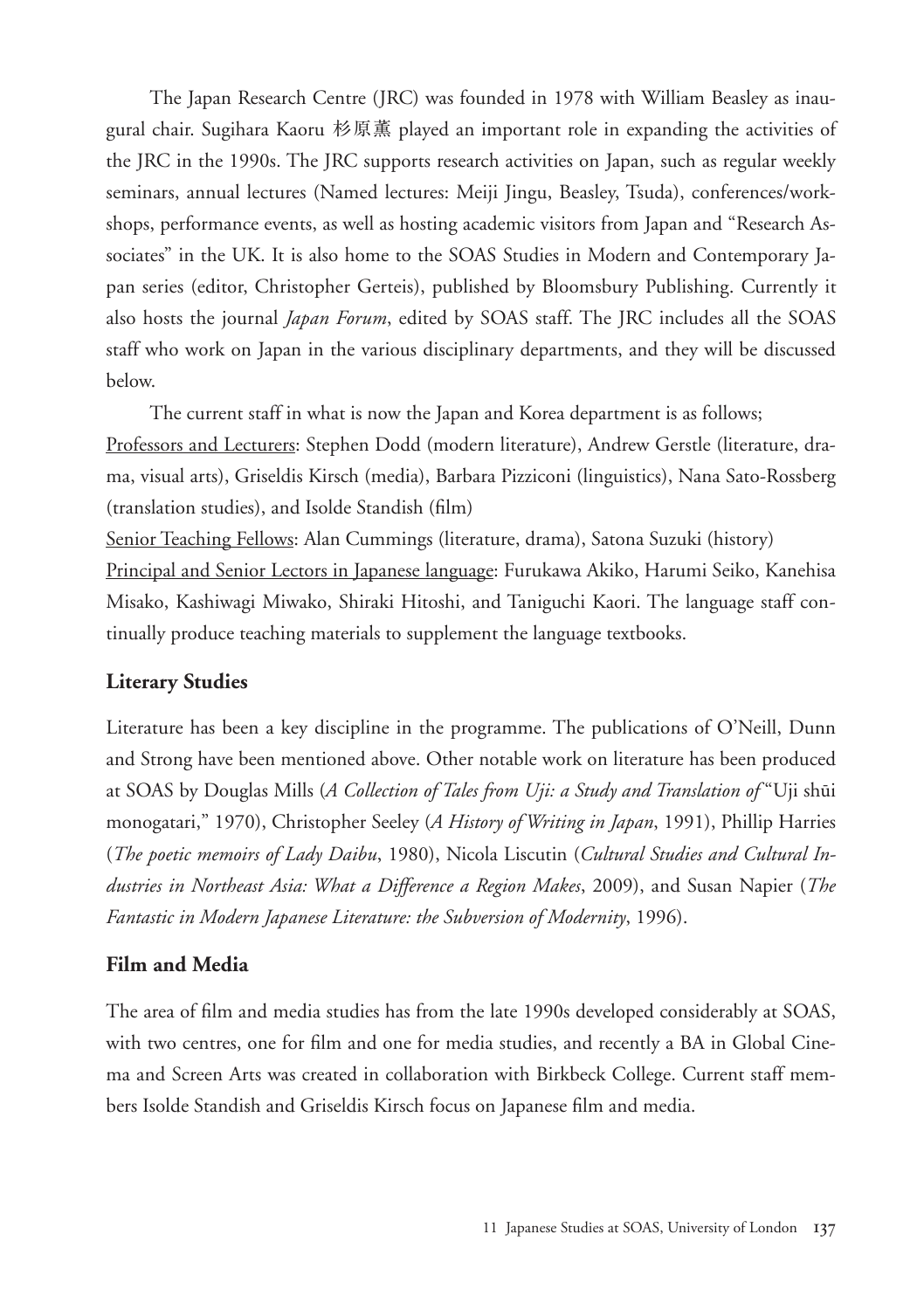The Japan Research Centre (JRC) was founded in 1978 with William Beasley as inaugural chair. Sugihara Kaoru 杉原薫 played an important role in expanding the activities of the JRC in the 1990s. The JRC supports research activities on Japan, such as regular weekly seminars, annual lectures (Named lectures: Meiji Jingu, Beasley, Tsuda), conferences/workshops, performance events, as well as hosting academic visitors from Japan and "Research Associates" in the UK. It is also home to the SOAS Studies in Modern and Contemporary Japan series (editor, Christopher Gerteis), published by Bloomsbury Publishing. Currently it also hosts the journal *Japan Forum*, edited by SOAS staff. The JRC includes all the SOAS staff who work on Japan in the various disciplinary departments, and they will be discussed below.

The current staff in what is now the Japan and Korea department is as follows;

<u>Professors and Lecturers</u>: Stephen Dodd (modern literature), Andrew Gerstle (literature, drama, visual arts), Griseldis Kirsch (media), Barbara Pizziconi (linguistics), Nana Sato-Rossberg (translation studies), and Isolde Standish (film)

<u>Senior Teaching Fellows</u>: Alan Cummings (literature, drama), Satona Suzuki (history)

<u>Principal and Senior Lectors in Japanese language</u>: Furukawa Akiko, Harumi Seiko, Kanehisa Misako, Kashiwagi Miwako, Shiraki Hitoshi, and Taniguchi Kaori. The language staff continually produce teaching materials to supplement the language textbooks.

## Literary Studies

Literature has been a key discipline in the programme. The publications of O'Neill, Dunn and Strong have been mentioned above. Other notable work on literature has been produced at SOAS by Douglas Mills (*A Collection of Tales from Uji: a Study and Translation of* "Uji shūi monogatari," 1970), Christopher Seeley (*A History of Writing in Japan*, 1991), Phillip Harries (*The poetic memoirs of Lady Daibu*, 1980), Nicola Liscutin (*Cultural Studies and Cultural Industries in Northeast Asia: What a Difference a Region Makes*, 2009), and Susan Napier (*The Fantastic in Modern Japanese Literature: the Subversion of Modernity*, 1996).

## Film and Media

The area of film and media studies has from the late 1990s developed considerably at SOAS, with two centres, one for film and one for media studies, and recently a BA in Global Cinema and Screen Arts was created in collaboration with Birkbeck College. Current staff members Isolde Standish and Griseldis Kirsch focus on Japanese film and media.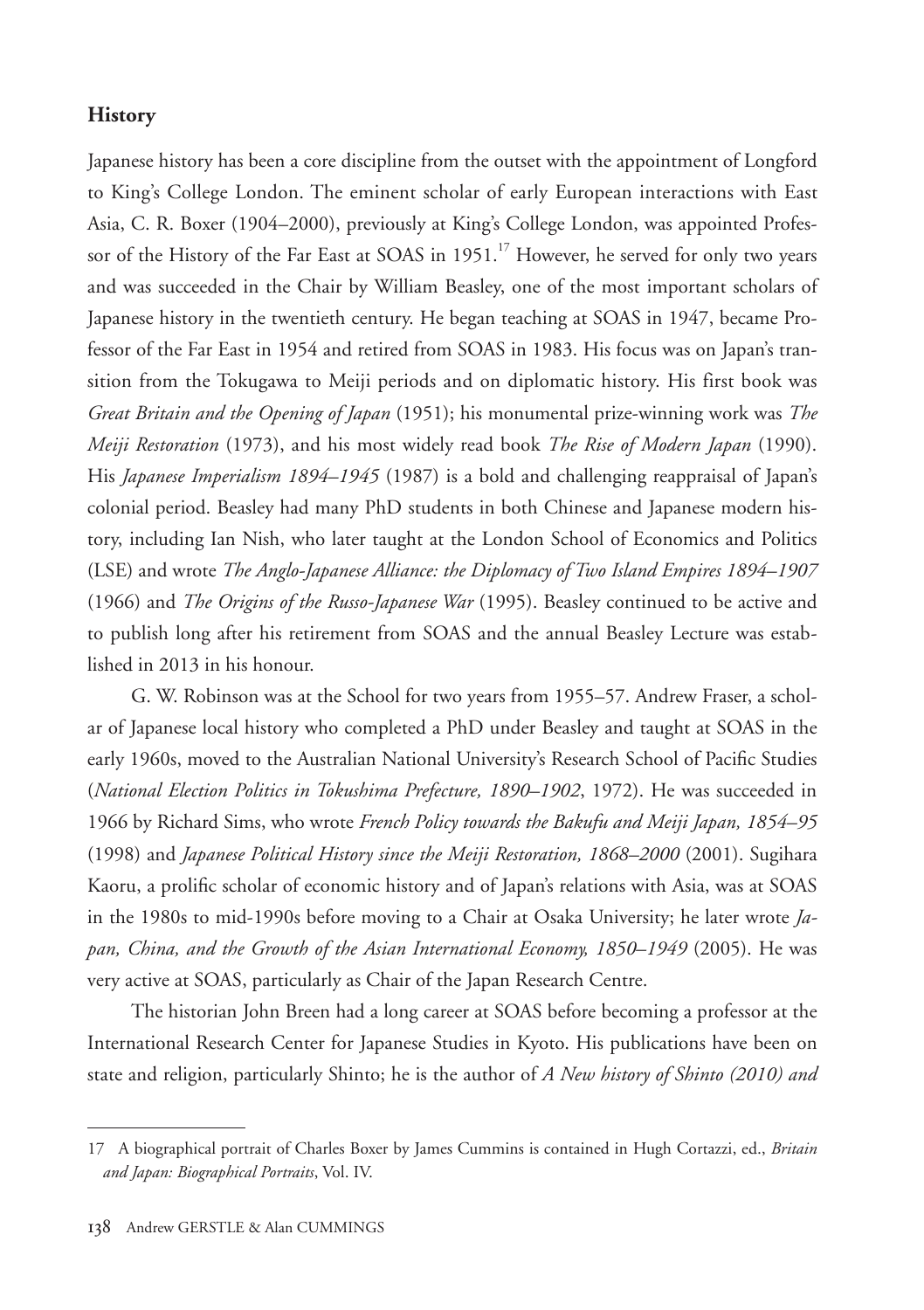## History

Japanese history has been a core discipline from the outset with the appointment of Longford to King's College London. The eminent scholar of early European interactions with East Asia, C. R. Boxer (1904–2000), previously at King's College London, was appointed Professor of the History of the Far East at SOAS in 1951.[17] However, he served for only two years and was succeeded in the Chair by William Beasley, one of the most important scholars of Japanese history in the twentieth century. He began teaching at SOAS in 1947, became Professor of the Far East in 1954 and retired from SOAS in 1983. His focus was on Japan's transition from the Tokugawa to Meiji periods and on diplomatic history. His first book was *Great Britain and the Opening of Japan* (1951); his monumental prize-winning work was *The Meiji Restoration* (1973), and his most widely read book *The Rise of Modern Japan* (1990). His *Japanese Imperialism 1894–1945* (1987) is a bold and challenging reappraisal of Japan's colonial period. Beasley had many PhD students in both Chinese and Japanese modern history, including Ian Nish, who later taught at the London School of Economics and Politics (LSE) and wrote *The Anglo-Japanese Alliance: the Diplomacy of Two Island Empires 1894–1907* (1966) and *The Origins of the Russo-Japanese War* (1995). Beasley continued to be active and to publish long after his retirement from SOAS and the annual Beasley Lecture was established in 2013 in his honour.

G. W. Robinson was at the School for two years from 1955–57. Andrew Fraser, a scholar of Japanese local history who completed a PhD under Beasley and taught at SOAS in the early 1960s, moved to the Australian National University's Research School of Pacific Studies (*National Election Politics in Tokushima Prefecture, 1890–1902*, 1972). He was succeeded in 1966 by Richard Sims, who wrote *French Policy towards the Bakufu and Meiji Japan, 1854–95* (1998) and *Japanese Political History since the Meiji Restoration, 1868–2000* (2001). Sugihara Kaoru, a prolific scholar of economic history and of Japan's relations with Asia, was at SOAS in the 1980s to mid-1990s before moving to a Chair at Osaka University; he later wrote *Japan, China, and the Growth of the Asian International Economy, 1850–1949* (2005). He was very active at SOAS, particularly as Chair of the Japan Research Centre.

The historian John Breen had a long career at SOAS before becoming a professor at the International Research Center for Japanese Studies in Kyoto. His publications have been on state and religion, particularly Shinto; he is the author of *A New history of Shinto (2010) and*

---

17 A biographical portrait of Charles Boxer by James Cummins is contained in Hugh Cortazzi, ed., *Britain and Japan: Biographical Portraits*, Vol. IV.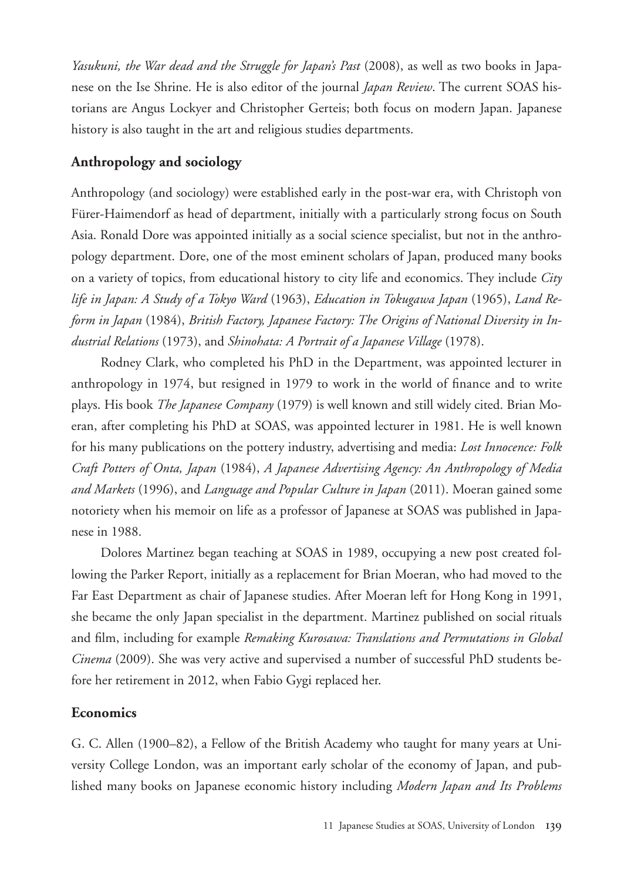*Yasukuni, the War dead and the Struggle for Japan's Past* (2008), as well as two books in Japanese on the Ise Shrine. He is also editor of the journal *Japan Review*. The current SOAS historians are Angus Lockyer and Christopher Gerteis; both focus on modern Japan. Japanese history is also taught in the art and religious studies departments.

## Anthropology and sociology

Anthropology (and sociology) were established early in the post-war era, with Christoph von Fürer-Haimendorf as head of department, initially with a particularly strong focus on South Asia. Ronald Dore was appointed initially as a social science specialist, but not in the anthropology department. Dore, one of the most eminent scholars of Japan, produced many books on a variety of topics, from educational history to city life and economics. They include *City life in Japan: A Study of a Tokyo Ward* (1963), *Education in Tokugawa Japan* (1965), *Land Reform in Japan* (1984), *British Factory, Japanese Factory: The Origins of National Diversity in Industrial Relations* (1973), and *Shinohata: A Portrait of a Japanese Village* (1978).

Rodney Clark, who completed his PhD in the Department, was appointed lecturer in anthropology in 1974, but resigned in 1979 to work in the world of finance and to write plays. His book *The Japanese Company* (1979) is well known and still widely cited. Brian Moeran, after completing his PhD at SOAS, was appointed lecturer in 1981. He is well known for his many publications on the pottery industry, advertising and media: *Lost Innocence: Folk Craft Potters of Onta, Japan* (1984), *A Japanese Advertising Agency: An Anthropology of Media and Markets* (1996), and *Language and Popular Culture in Japan* (2011). Moeran gained some notoriety when his memoir on life as a professor of Japanese at SOAS was published in Japanese in 1988.

Dolores Martinez began teaching at SOAS in 1989, occupying a new post created following the Parker Report, initially as a replacement for Brian Moeran, who had moved to the Far East Department as chair of Japanese studies. After Moeran left for Hong Kong in 1991, she became the only Japan specialist in the department. Martinez published on social rituals and film, including for example *Remaking Kurosawa: Translations and Permutations in Global Cinema* (2009). She was very active and supervised a number of successful PhD students before her retirement in 2012, when Fabio Gygi replaced her.

## Economics

G. C. Allen (1900–82), a Fellow of the British Academy who taught for many years at University College London, was an important early scholar of the economy of Japan, and published many books on Japanese economic history including *Modern Japan and Its Problems*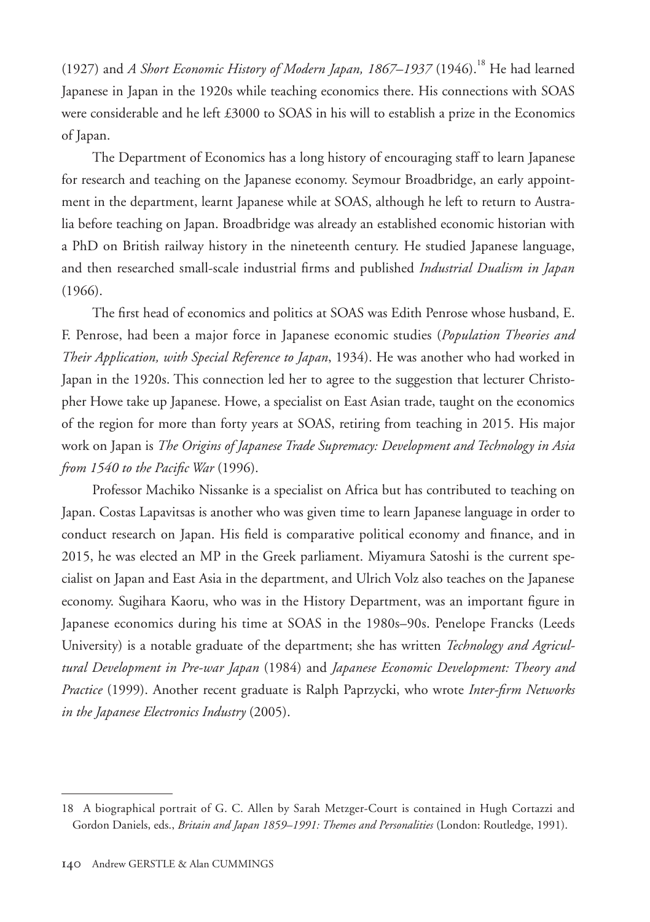(1927) and *A Short Economic History of Modern Japan, 1867–1937* (1946).[18] He had learned Japanese in Japan in the 1920s while teaching economics there. His connections with SOAS were considerable and he left £3000 to SOAS in his will to establish a prize in the Economics of Japan.

The Department of Economics has a long history of encouraging staff to learn Japanese for research and teaching on the Japanese economy. Seymour Broadbridge, an early appointment in the department, learnt Japanese while at SOAS, although he left to return to Australia before teaching on Japan. Broadbridge was already an established economic historian with a PhD on British railway history in the nineteenth century. He studied Japanese language, and then researched small-scale industrial firms and published *Industrial Dualism in Japan* (1966).

The first head of economics and politics at SOAS was Edith Penrose whose husband, E. F. Penrose, had been a major force in Japanese economic studies (*Population Theories and Their Application, with Special Reference to Japan*, 1934). He was another who had worked in Japan in the 1920s. This connection led her to agree to the suggestion that lecturer Christopher Howe take up Japanese. Howe, a specialist on East Asian trade, taught on the economics of the region for more than forty years at SOAS, retiring from teaching in 2015. His major work on Japan is *The Origins of Japanese Trade Supremacy: Development and Technology in Asia from 1540 to the Pacific War* (1996).

Professor Machiko Nissanke is a specialist on Africa but has contributed to teaching on Japan. Costas Lapavitsas is another who was given time to learn Japanese language in order to conduct research on Japan. His field is comparative political economy and finance, and in 2015, he was elected an MP in the Greek parliament. Miyamura Satoshi is the current specialist on Japan and East Asia in the department, and Ulrich Volz also teaches on the Japanese economy. Sugihara Kaoru, who was in the History Department, was an important figure in Japanese economics during his time at SOAS in the 1980s–90s. Penelope Francks (Leeds University) is a notable graduate of the department; she has written *Technology and Agricultural Development in Pre-war Japan* (1984) and *Japanese Economic Development: Theory and Practice* (1999). Another recent graduate is Ralph Paprzycki, who wrote *Inter-firm Networks in the Japanese Electronics Industry* (2005).

---

18 A biographical portrait of G. C. Allen by Sarah Metzger-Court is contained in Hugh Cortazzi and Gordon Daniels, eds., *Britain and Japan 1859–1991: Themes and Personalities* (London: Routledge, 1991).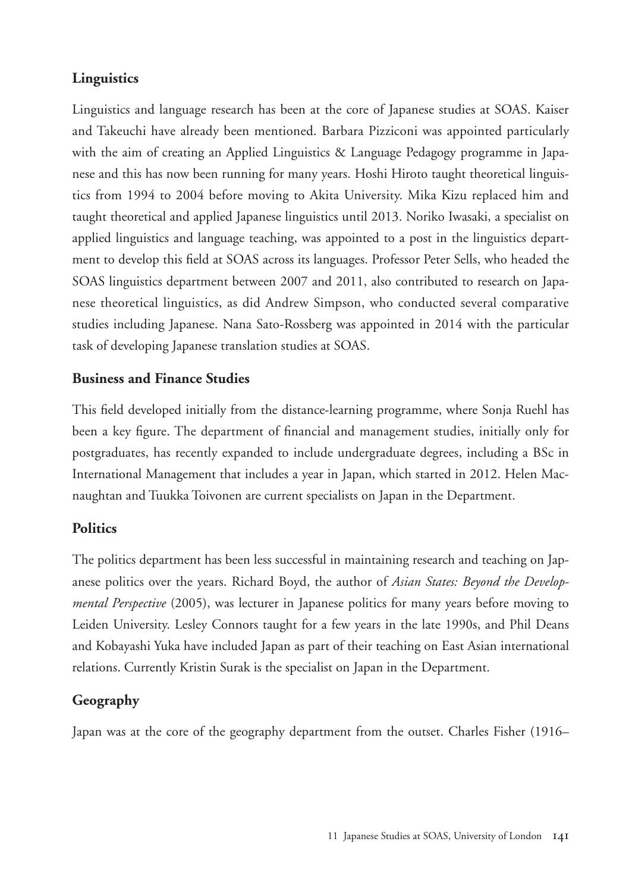## Linguistics

Linguistics and language research has been at the core of Japanese studies at SOAS. Kaiser and Takeuchi have already been mentioned. Barbara Pizziconi was appointed particularly with the aim of creating an Applied Linguistics & Language Pedagogy programme in Japanese and this has now been running for many years. Hoshi Hiroto taught theoretical linguistics from 1994 to 2004 before moving to Akita University. Mika Kizu replaced him and taught theoretical and applied Japanese linguistics until 2013. Noriko Iwasaki, a specialist on applied linguistics and language teaching, was appointed to a post in the linguistics department to develop this field at SOAS across its languages. Professor Peter Sells, who headed the SOAS linguistics department between 2007 and 2011, also contributed to research on Japanese theoretical linguistics, as did Andrew Simpson, who conducted several comparative studies including Japanese. Nana Sato-Rossberg was appointed in 2014 with the particular task of developing Japanese translation studies at SOAS.

## Business and Finance Studies

This field developed initially from the distance-learning programme, where Sonja Ruehl has been a key figure. The department of financial and management studies, initially only for postgraduates, has recently expanded to include undergraduate degrees, including a BSc in International Management that includes a year in Japan, which started in 2012. Helen Macnaughtan and Tuukka Toivonen are current specialists on Japan in the Department.

## Politics

The politics department has been less successful in maintaining research and teaching on Japanese politics over the years. Richard Boyd, the author of *Asian States: Beyond the Developmental Perspective* (2005), was lecturer in Japanese politics for many years before moving to Leiden University. Lesley Connors taught for a few years in the late 1990s, and Phil Deans and Kobayashi Yuka have included Japan as part of their teaching on East Asian international relations. Currently Kristin Surak is the specialist on Japan in the Department.

## Geography

Japan was at the core of the geography department from the outset. Charles Fisher (1916–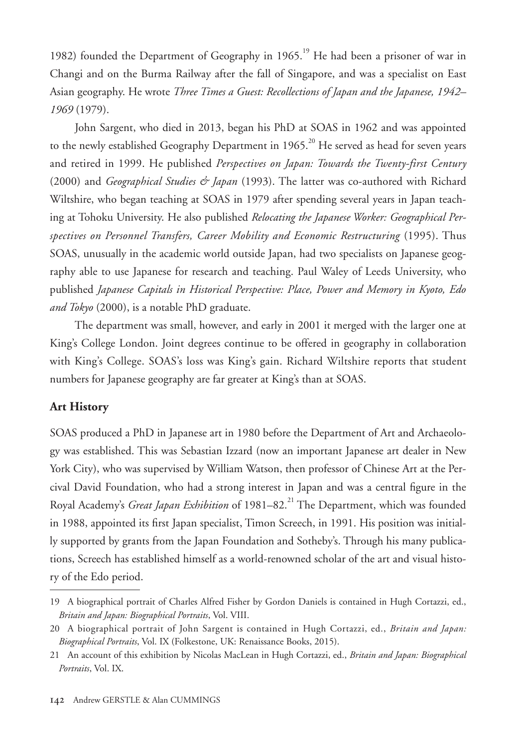1982) founded the Department of Geography in 1965.[19] He had been a prisoner of war in Changi and on the Burma Railway after the fall of Singapore, and was a specialist on East Asian geography. He wrote *Three Times a Guest: Recollections of Japan and the Japanese, 1942–1969* (1979).

John Sargent, who died in 2013, began his PhD at SOAS in 1962 and was appointed to the newly established Geography Department in 1965.[20] He served as head for seven years and retired in 1999. He published *Perspectives on Japan: Towards the Twenty-first Century* (2000) and *Geographical Studies & Japan* (1993). The latter was co-authored with Richard Wiltshire, who began teaching at SOAS in 1979 after spending several years in Japan teaching at Tohoku University. He also published *Relocating the Japanese Worker: Geographical Perspectives on Personnel Transfers, Career Mobility and Economic Restructuring* (1995). Thus SOAS, unusually in the academic world outside Japan, had two specialists on Japanese geography able to use Japanese for research and teaching. Paul Waley of Leeds University, who published *Japanese Capitals in Historical Perspective: Place, Power and Memory in Kyoto, Edo and Tokyo* (2000), is a notable PhD graduate.

The department was small, however, and early in 2001 it merged with the larger one at King's College London. Joint degrees continue to be offered in geography in collaboration with King's College. SOAS's loss was King's gain. Richard Wiltshire reports that student numbers for Japanese geography are far greater at King's than at SOAS.

## Art History

SOAS produced a PhD in Japanese art in 1980 before the Department of Art and Archaeology was established. This was Sebastian Izzard (now an important Japanese art dealer in New York City), who was supervised by William Watson, then professor of Chinese Art at the Percival David Foundation, who had a strong interest in Japan and was a central figure in the Royal Academy's *Great Japan Exhibition* of 1981–82.[21] The Department, which was founded in 1988, appointed its first Japan specialist, Timon Screech, in 1991. His position was initially supported by grants from the Japan Foundation and Sotheby's. Through his many publications, Screech has established himself as a world-renowned scholar of the art and visual history of the Edo period.

---

19 A biographical portrait of Charles Alfred Fisher by Gordon Daniels is contained in Hugh Cortazzi, ed., *Britain and Japan: Biographical Portraits*, Vol. VIII.

20 A biographical portrait of John Sargent is contained in Hugh Cortazzi, ed., *Britain and Japan: Biographical Portraits*, Vol. IX (Folkestone, UK: Renaissance Books, 2015).

21 An account of this exhibition by Nicolas MacLean in Hugh Cortazzi, ed., *Britain and Japan: Biographical Portraits*, Vol. IX.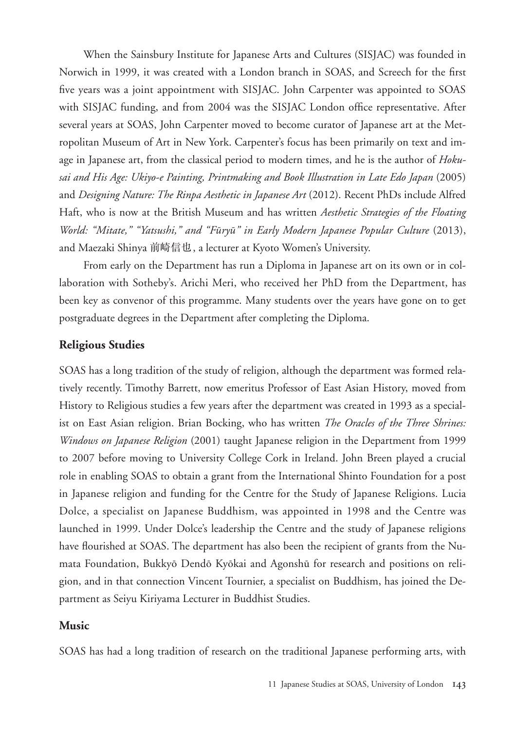When the Sainsbury Institute for Japanese Arts and Cultures (SISJAC) was founded in Norwich in 1999, it was created with a London branch in SOAS, and Screech for the first five years was a joint appointment with SISJAC. John Carpenter was appointed to SOAS with SISJAC funding, and from 2004 was the SISJAC London office representative. After several years at SOAS, John Carpenter moved to become curator of Japanese art at the Metropolitan Museum of Art in New York. Carpenter's focus has been primarily on text and image in Japanese art, from the classical period to modern times, and he is the author of *Hokusai and His Age: Ukiyo-e Painting, Printmaking and Book Illustration in Late Edo Japan* (2005) and *Designing Nature: The Rinpa Aesthetic in Japanese Art* (2012). Recent PhDs include Alfred Haft, who is now at the British Museum and has written *Aesthetic Strategies of the Floating World: "Mitate," "Yatsushi," and "Fūryū" in Early Modern Japanese Popular Culture* (2013), and Maezaki Shinya 前崎信也, a lecturer at Kyoto Women's University.

From early on the Department has run a Diploma in Japanese art on its own or in collaboration with Sotheby's. Arichi Meri, who received her PhD from the Department, has been key as convenor of this programme. Many students over the years have gone on to get postgraduate degrees in the Department after completing the Diploma.

## Religious Studies

SOAS has a long tradition of the study of religion, although the department was formed relatively recently. Timothy Barrett, now emeritus Professor of East Asian History, moved from History to Religious studies a few years after the department was created in 1993 as a specialist on East Asian religion. Brian Bocking, who has written *The Oracles of the Three Shrines: Windows on Japanese Religion* (2001) taught Japanese religion in the Department from 1999 to 2007 before moving to University College Cork in Ireland. John Breen played a crucial role in enabling SOAS to obtain a grant from the International Shinto Foundation for a post in Japanese religion and funding for the Centre for the Study of Japanese Religions. Lucia Dolce, a specialist on Japanese Buddhism, was appointed in 1998 and the Centre was launched in 1999. Under Dolce's leadership the Centre and the study of Japanese religions have flourished at SOAS. The department has also been the recipient of grants from the Numata Foundation, Bukkyō Dendō Kyōkai and Agonshū for research and positions on religion, and in that connection Vincent Tournier, a specialist on Buddhism, has joined the Department as Seiyu Kiriyama Lecturer in Buddhist Studies.

## Music

SOAS has had a long tradition of research on the traditional Japanese performing arts, with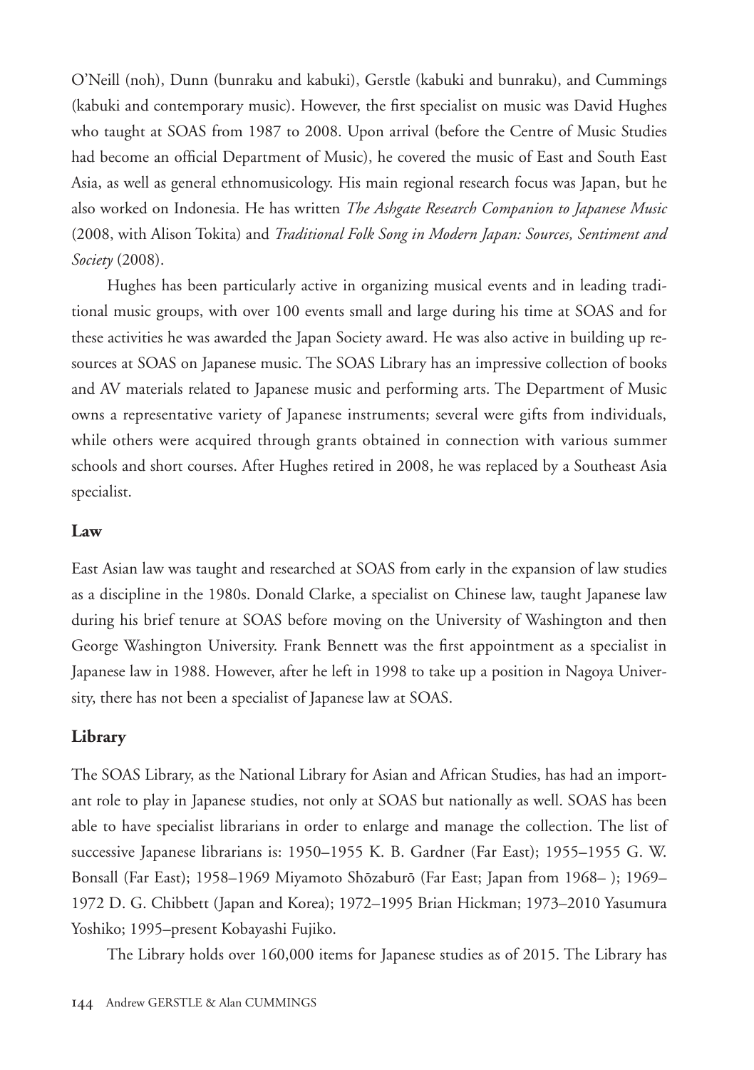O'Neill (noh), Dunn (bunraku and kabuki), Gerstle (kabuki and bunraku), and Cummings (kabuki and contemporary music). However, the first specialist on music was David Hughes who taught at SOAS from 1987 to 2008. Upon arrival (before the Centre of Music Studies had become an official Department of Music), he covered the music of East and South East Asia, as well as general ethnomusicology. His main regional research focus was Japan, but he also worked on Indonesia. He has written *The Ashgate Research Companion to Japanese Music* (2008, with Alison Tokita) and *Traditional Folk Song in Modern Japan: Sources, Sentiment and Society* (2008).

Hughes has been particularly active in organizing musical events and in leading traditional music groups, with over 100 events small and large during his time at SOAS and for these activities he was awarded the Japan Society award. He was also active in building up resources at SOAS on Japanese music. The SOAS Library has an impressive collection of books and AV materials related to Japanese music and performing arts. The Department of Music owns a representative variety of Japanese instruments; several were gifts from individuals, while others were acquired through grants obtained in connection with various summer schools and short courses. After Hughes retired in 2008, he was replaced by a Southeast Asia specialist.

## Law

East Asian law was taught and researched at SOAS from early in the expansion of law studies as a discipline in the 1980s. Donald Clarke, a specialist on Chinese law, taught Japanese law during his brief tenure at SOAS before moving on the University of Washington and then George Washington University. Frank Bennett was the first appointment as a specialist in Japanese law in 1988. However, after he left in 1998 to take up a position in Nagoya University, there has not been a specialist of Japanese law at SOAS.

## Library

The SOAS Library, as the National Library for Asian and African Studies, has had an important role to play in Japanese studies, not only at SOAS but nationally as well. SOAS has been able to have specialist librarians in order to enlarge and manage the collection. The list of successive Japanese librarians is: 1950–1955 K. B. Gardner (Far East); 1955–1955 G. W. Bonsall (Far East); 1958–1969 Miyamoto Shōzaburō (Far East; Japan from 1968– ); 1969–1972 D. G. Chibbett (Japan and Korea); 1972–1995 Brian Hickman; 1973–2010 Yasumura Yoshiko; 1995–present Kobayashi Fujiko.

The Library holds over 160,000 items for Japanese studies as of 2015. The Library has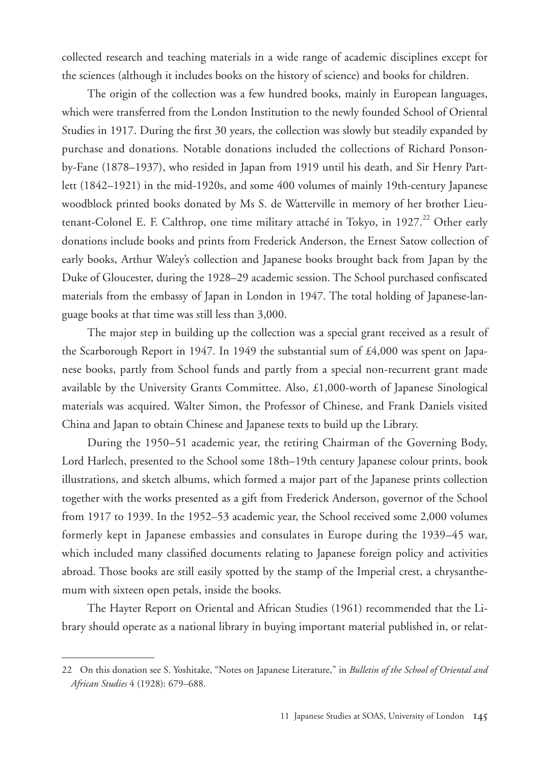collected research and teaching materials in a wide range of academic disciplines except for the sciences (although it includes books on the history of science) and books for children.

The origin of the collection was a few hundred books, mainly in European languages, which were transferred from the London Institution to the newly founded School of Oriental Studies in 1917. During the first 30 years, the collection was slowly but steadily expanded by purchase and donations. Notable donations included the collections of Richard Ponsonby-Fane (1878–1937), who resided in Japan from 1919 until his death, and Sir Henry Partlett (1842–1921) in the mid-1920s, and some 400 volumes of mainly 19th-century Japanese woodblock printed books donated by Ms S. de Watterville in memory of her brother Lieutenant-Colonel E. F. Calthrop, one time military attaché in Tokyo, in 1927.[22] Other early donations include books and prints from Frederick Anderson, the Ernest Satow collection of early books, Arthur Waley's collection and Japanese books brought back from Japan by the Duke of Gloucester, during the 1928–29 academic session. The School purchased confiscated materials from the embassy of Japan in London in 1947. The total holding of Japanese-language books at that time was still less than 3,000.

The major step in building up the collection was a special grant received as a result of the Scarborough Report in 1947. In 1949 the substantial sum of £4,000 was spent on Japanese books, partly from School funds and partly from a special non-recurrent grant made available by the University Grants Committee. Also, £1,000-worth of Japanese Sinological materials was acquired. Walter Simon, the Professor of Chinese, and Frank Daniels visited China and Japan to obtain Chinese and Japanese texts to build up the Library.

During the 1950–51 academic year, the retiring Chairman of the Governing Body, Lord Harlech, presented to the School some 18th–19th century Japanese colour prints, book illustrations, and sketch albums, which formed a major part of the Japanese prints collection together with the works presented as a gift from Frederick Anderson, governor of the School from 1917 to 1939. In the 1952–53 academic year, the School received some 2,000 volumes formerly kept in Japanese embassies and consulates in Europe during the 1939–45 war, which included many classified documents relating to Japanese foreign policy and activities abroad. Those books are still easily spotted by the stamp of the Imperial crest, a chrysanthemum with sixteen open petals, inside the books.

The Hayter Report on Oriental and African Studies (1961) recommended that the Library should operate as a national library in buying important material published in, or relat-

---

22 On this donation see S. Yoshitake, "Notes on Japanese Literature," in *Bulletin of the School of Oriental and African Studies* 4 (1928): 679–688.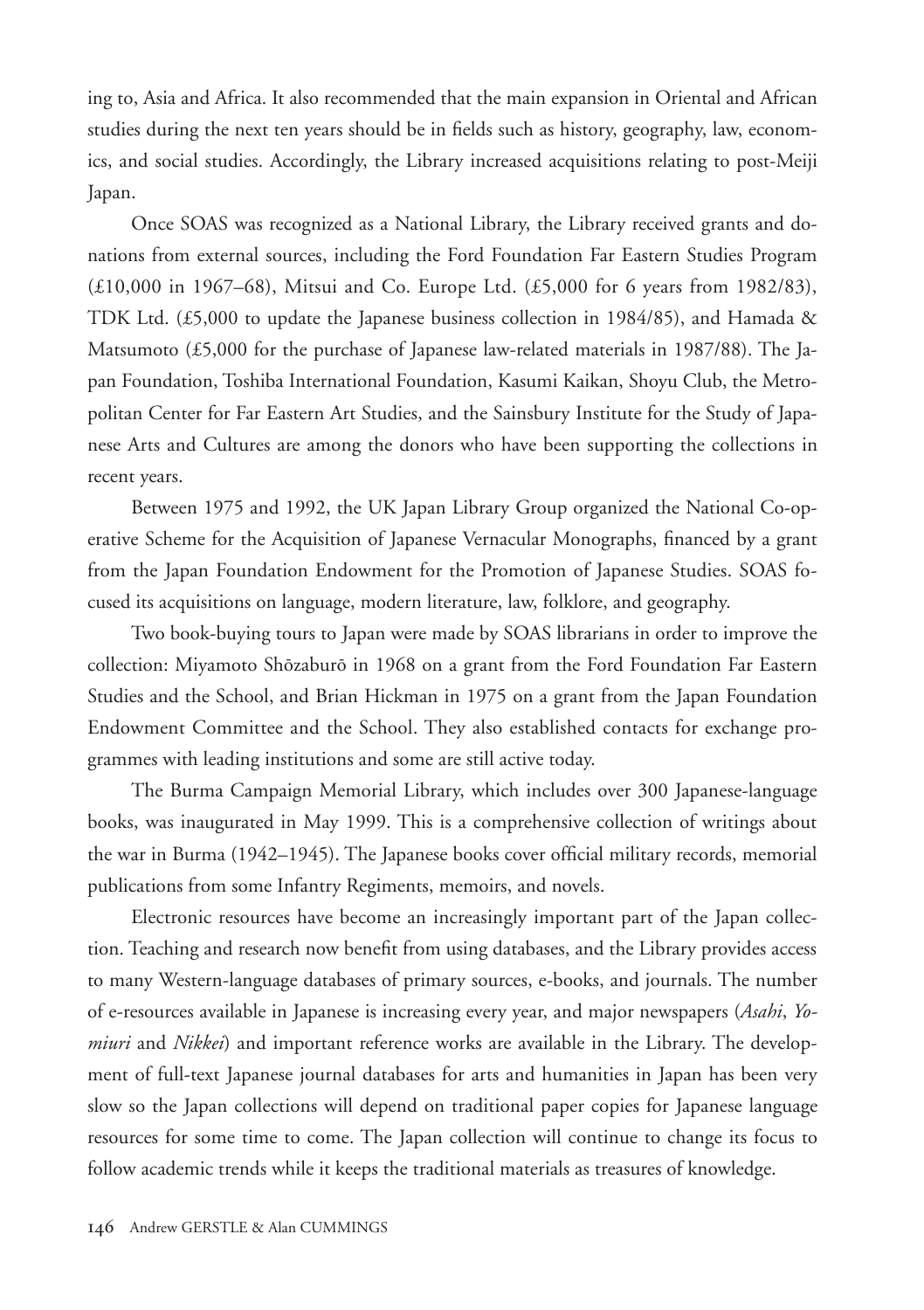ing to, Asia and Africa. It also recommended that the main expansion in Oriental and African studies during the next ten years should be in fields such as history, geography, law, economics, and social studies. Accordingly, the Library increased acquisitions relating to post-Meiji Japan.

Once SOAS was recognized as a National Library, the Library received grants and donations from external sources, including the Ford Foundation Far Eastern Studies Program (£10,000 in 1967–68), Mitsui and Co. Europe Ltd. (£5,000 for 6 years from 1982/83), TDK Ltd. (£5,000 to update the Japanese business collection in 1984/85), and Hamada & Matsumoto (£5,000 for the purchase of Japanese law-related materials in 1987/88). The Japan Foundation, Toshiba International Foundation, Kasumi Kaikan, Shoyu Club, the Metropolitan Center for Far Eastern Art Studies, and the Sainsbury Institute for the Study of Japanese Arts and Cultures are among the donors who have been supporting the collections in recent years.

Between 1975 and 1992, the UK Japan Library Group organized the National Co-operative Scheme for the Acquisition of Japanese Vernacular Monographs, financed by a grant from the Japan Foundation Endowment for the Promotion of Japanese Studies. SOAS focused its acquisitions on language, modern literature, law, folklore, and geography.

Two book-buying tours to Japan were made by SOAS librarians in order to improve the collection: Miyamoto Shōzaburō in 1968 on a grant from the Ford Foundation Far Eastern Studies and the School, and Brian Hickman in 1975 on a grant from the Japan Foundation Endowment Committee and the School. They also established contacts for exchange programmes with leading institutions and some are still active today.

The Burma Campaign Memorial Library, which includes over 300 Japanese-language books, was inaugurated in May 1999. This is a comprehensive collection of writings about the war in Burma (1942–1945). The Japanese books cover official military records, memorial publications from some Infantry Regiments, memoirs, and novels.

Electronic resources have become an increasingly important part of the Japan collection. Teaching and research now benefit from using databases, and the Library provides access to many Western-language databases of primary sources, e-books, and journals. The number of e-resources available in Japanese is increasing every year, and major newspapers (*Asahi*, *Yomiuri* and *Nikkei*) and important reference works are available in the Library. The development of full-text Japanese journal databases for arts and humanities in Japan has been very slow so the Japan collections will depend on traditional paper copies for Japanese language resources for some time to come. The Japan collection will continue to change its focus to follow academic trends while it keeps the traditional materials as treasures of knowledge.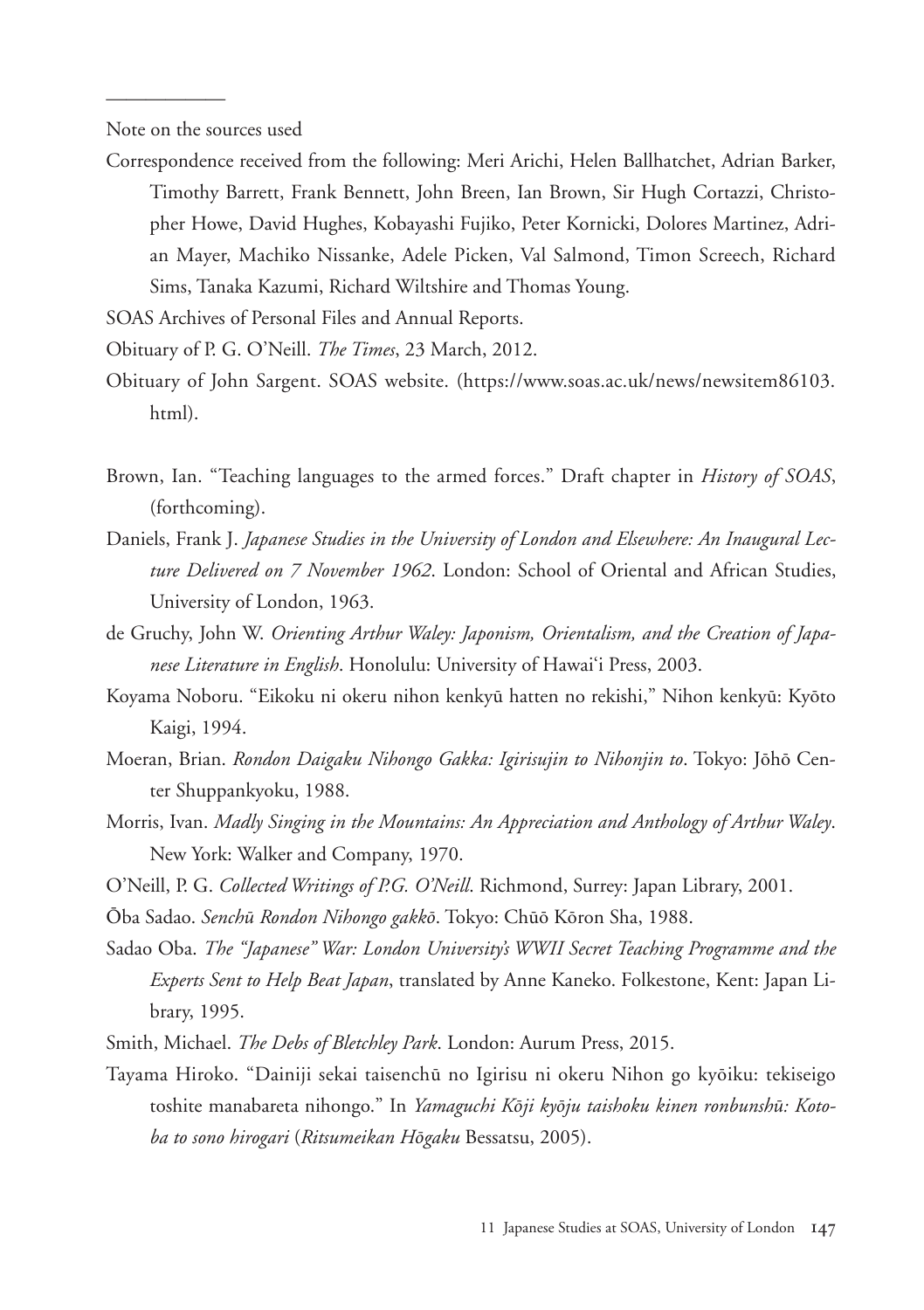---

Note on the sources used

Correspondence received from the following: Meri Arichi, Helen Ballhatchet, Adrian Barker, Timothy Barrett, Frank Bennett, John Breen, Ian Brown, Sir Hugh Cortazzi, Christopher Howe, David Hughes, Kobayashi Fujiko, Peter Kornicki, Dolores Martinez, Adrian Mayer, Machiko Nissanke, Adele Picken, Val Salmond, Timon Screech, Richard Sims, Tanaka Kazumi, Richard Wiltshire and Thomas Young.

SOAS Archives of Personal Files and Annual Reports.

Obituary of P. G. O'Neill. *The Times*, 23 March, 2012.

Obituary of John Sargent. SOAS website. (https://www.soas.ac.uk/news/newsitem86103.html).

Brown, Ian. "Teaching languages to the armed forces." Draft chapter in *History of SOAS*, (forthcoming).

Daniels, Frank J. *Japanese Studies in the University of London and Elsewhere: An Inaugural Lecture Delivered on 7 November 1962*. London: School of Oriental and African Studies, University of London, 1963.

de Gruchy, John W. *Orienting Arthur Waley: Japonism, Orientalism, and the Creation of Japanese Literature in English*. Honolulu: University of Hawai'i Press, 2003.

Koyama Noboru. "Eikoku ni okeru nihon kenkyū hatten no rekishi," Nihon kenkyū: Kyōto Kaigi, 1994.

Moeran, Brian. *Rondon Daigaku Nihongo Gakka: Igirisujin to Nihonjin to*. Tokyo: Jōhō Center Shuppankyoku, 1988.

Morris, Ivan. *Madly Singing in the Mountains: An Appreciation and Anthology of Arthur Waley*. New York: Walker and Company, 1970.

O'Neill, P. G. *Collected Writings of P.G. O'Neill*. Richmond, Surrey: Japan Library, 2001.

Ōba Sadao. *Senchū Rondon Nihongo gakkō*. Tokyo: Chūō Kōron Sha, 1988.

Sadao Oba. *The "Japanese" War: London University's WWII Secret Teaching Programme and the Experts Sent to Help Beat Japan*, translated by Anne Kaneko. Folkestone, Kent: Japan Library, 1995.

Smith, Michael. *The Debs of Bletchley Park*. London: Aurum Press, 2015.

Tayama Hiroko. "Dainiji sekai taisenchū no Igirisu ni okeru Nihon go kyōiku: tekiseigo toshite manabareta nihongo." In *Yamaguchi Kōji kyōju taishoku kinen ronbunshū: Kotoba to sono hirogari* (*Ritsumeikan Hōgaku* Bessatsu, 2005).